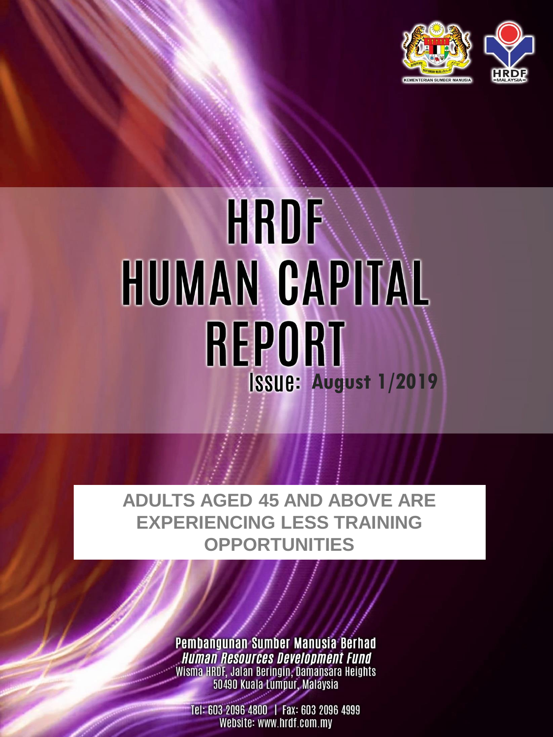# HRDF HUMAN CAPITAL REPORT

Issue: **August 1/2019**

## ADULTS AGED 45 AND ABOVE ARE EXPERIENCING LESS TRAINING OPPORTUNITIES

**Pembangunan Sumber Manusia Berhad**

***Human Resources Development Fund***

Wisma HRDF, Jalan Beringin, Damansara Heights

50490 Kuala Lumpur, Malaysia

Tel: 603 2096 4800 | Fax: 603 2096 4999

Website: www.hrdf.com.my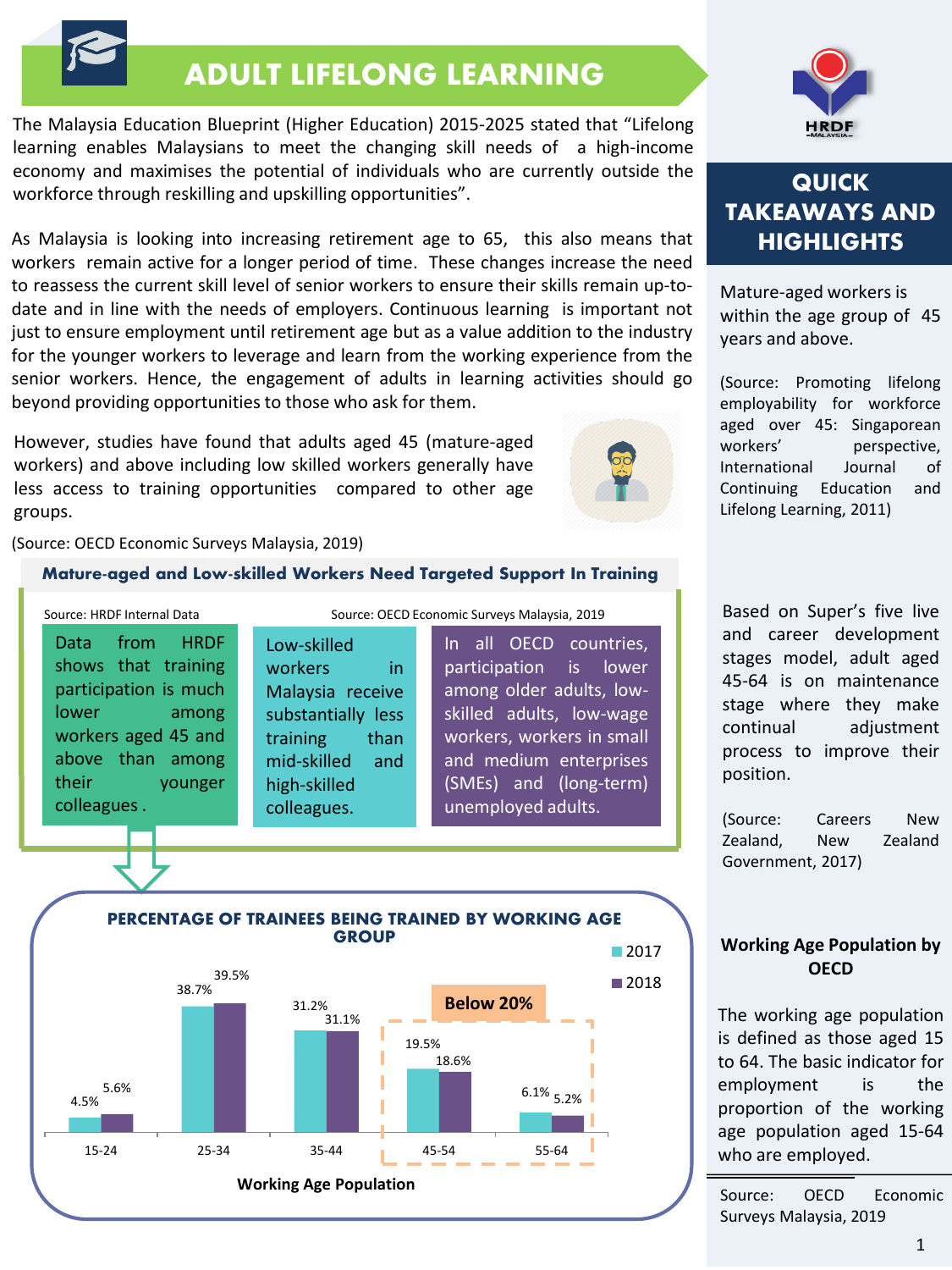# ADULT LIFELONG LEARNING

The Malaysia Education Blueprint (Higher Education) 2015-2025 stated that "Lifelong learning enables Malaysians to meet the changing skill needs of a high-income economy and maximises the potential of individuals who are currently outside the workforce through reskilling and upskilling opportunities".

As Malaysia is looking into increasing retirement age to 65, this also means that workers remain active for a longer period of time. These changes increase the need to reassess the current skill level of senior workers to ensure their skills remain up-to-date and in line with the needs of employers. Continuous learning is important not just to ensure employment until retirement age but as a value addition to the industry for the younger workers to leverage and learn from the working experience from the senior workers. Hence, the engagement of adults in learning activities should go beyond providing opportunities to those who ask for them.

However, studies have found that adults aged 45 (mature-aged workers) and above including low skilled workers generally have less access to training opportunities compared to other age groups.

(Source: OECD Economic Surveys Malaysia, 2019)

## Mature-aged and Low-skilled Workers Need Targeted Support In Training

Source: HRDF Internal Data

Data from HRDF shows that training participation is much lower among workers aged 45 and above than among their younger colleagues .

Source: OECD Economic Surveys Malaysia, 2019

Low-skilled workers in Malaysia receive substantially less training than mid-skilled and high-skilled colleagues.

In all OECD countries, participation is lower among older adults, low-skilled adults, low-wage workers, workers in small and medium enterprises (SMEs) and (long-term) unemployed adults.

### PERCENTAGE OF TRAINEES BEING TRAINED BY WORKING AGE GROUP

| Working Age Population | 2017 | 2018 |
|---|---|---|
| 15-24 | 4.5% | 5.6% |
| 25-34 | 38.7% | 39.5% |
| 35-44 | 31.2% | 31.1% |
| 45-54 | 19.5% | 18.6% |
| 55-64 | 6.1% | 5.2% |

Below 20% (45-54 and 55-64)

## QUICK TAKEAWAYS AND HIGHLIGHTS

Mature-aged workers is within the age group of 45 years and above.

(Source: Promoting lifelong employability for workforce aged over 45: Singaporean workers' perspective, International Journal of Continuing Education and Lifelong Learning, 2011)

Based on Super's five live and career development stages model, adult aged 45-64 is on maintenance stage where they make continual adjustment process to improve their position.

(Source: Careers New Zealand, New Zealand Government, 2017)

### Working Age Population by OECD

The working age population is defined as those aged 15 to 64. The basic indicator for employment is the proportion of the working age population aged 15-64 who are employed.

Source: OECD Economic Surveys Malaysia, 2019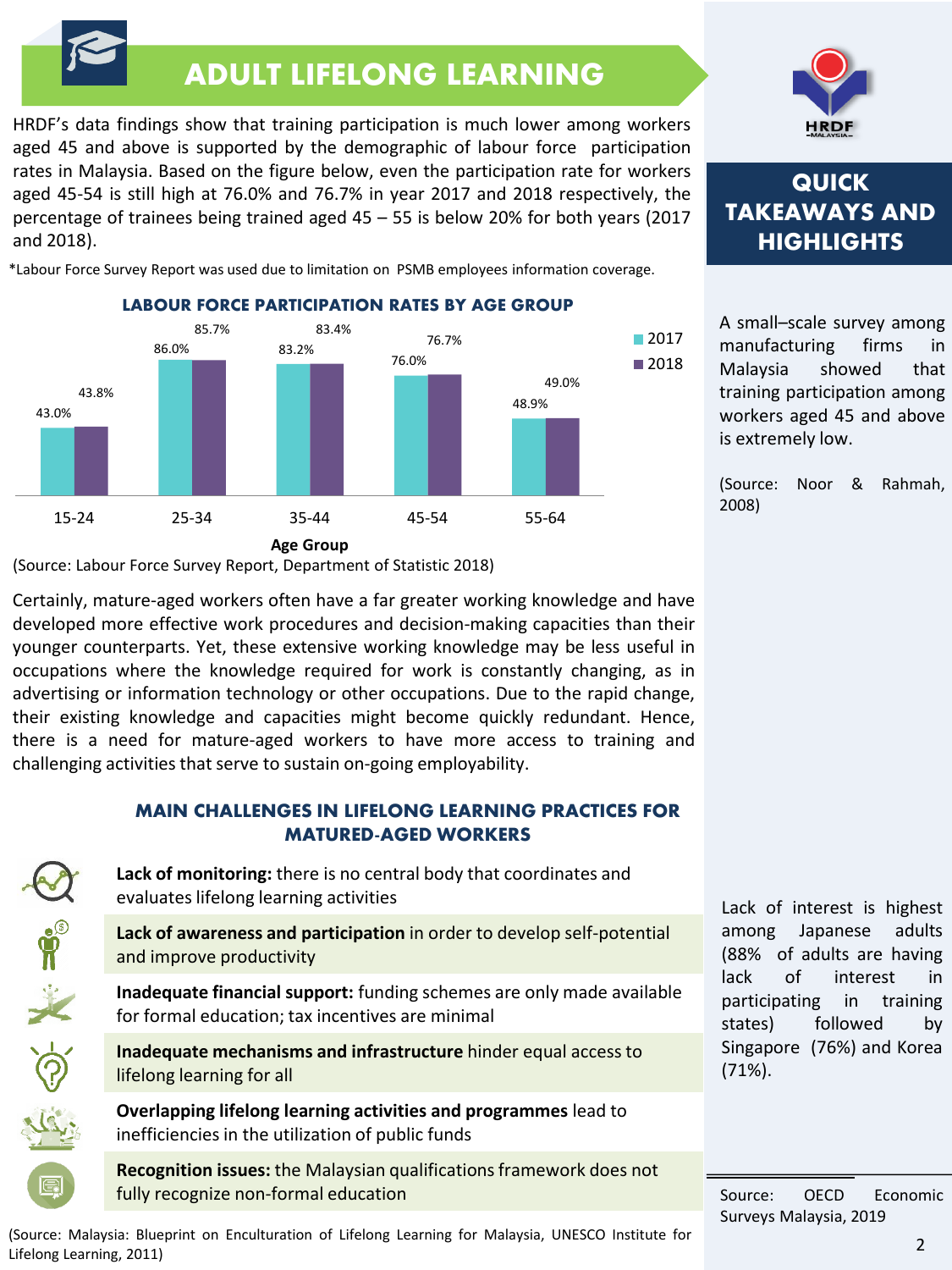# ADULT LIFELONG LEARNING

HRDF's data findings show that training participation is much lower among workers aged 45 and above is supported by the demographic of labour force participation rates in Malaysia. Based on the figure below, even the participation rate for workers aged 45-54 is still high at 76.0% and 76.7% in year 2017 and 2018 respectively, the percentage of trainees being trained aged 45 – 55 is below 20% for both years (2017 and 2018).

*Labour Force Survey Report was used due to limitation on PSMB employees information coverage.

### LABOUR FORCE PARTICIPATION RATES BY AGE GROUP

| Age Group | 2017 | 2018 |
|---|---|---|
| 15-24 | 43.0% | 43.8% |
| 25-34 | 86.0% | 85.7% |
| 35-44 | 83.2% | 83.4% |
| 45-54 | 76.0% | 76.7% |
| 55-64 | 48.9% | 49.0% |

(Source: Labour Force Survey Report, Department of Statistic 2018)

Certainly, mature-aged workers often have a far greater working knowledge and have developed more effective work procedures and decision-making capacities than their younger counterparts. Yet, these extensive working knowledge may be less useful in occupations where the knowledge required for work is constantly changing, as in advertising or information technology or other occupations. Due to the rapid change, their existing knowledge and capacities might become quickly redundant. Hence, there is a need for mature-aged workers to have more access to training and challenging activities that serve to sustain on-going employability.

### MAIN CHALLENGES IN LIFELONG LEARNING PRACTICES FOR MATURED-AGED WORKERS

- **Lack of monitoring:** there is no central body that coordinates and evaluates lifelong learning activities
- **Lack of awareness and participation** in order to develop self-potential and improve productivity
- **Inadequate financial support:** funding schemes are only made available for formal education; tax incentives are minimal
- **Inadequate mechanisms and infrastructure** hinder equal access to lifelong learning for all
- **Overlapping lifelong learning activities and programmes** lead to inefficiencies in the utilization of public funds
- **Recognition issues:** the Malaysian qualifications framework does not fully recognize non-formal education

(Source: Malaysia: Blueprint on Enculturation of Lifelong Learning for Malaysia, UNESCO Institute for Lifelong Learning, 2011)

## QUICK TAKEAWAYS AND HIGHLIGHTS

A small–scale survey among manufacturing firms in Malaysia showed that training participation among workers aged 45 and above is extremely low.

(Source: Noor & Rahmah, 2008)

Lack of interest is highest among Japanese adults (88% of adults are having lack of interest in participating in training states) followed by Singapore (76%) and Korea (71%).

Source: OECD Economic Surveys Malaysia, 2019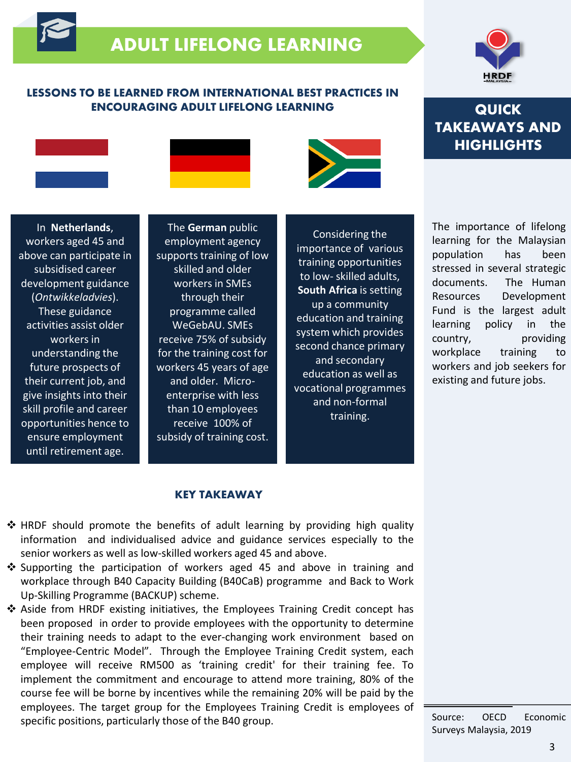# ADULT LIFELONG LEARNING

## LESSONS TO BE LEARNED FROM INTERNATIONAL BEST PRACTICES IN ENCOURAGING ADULT LIFELONG LEARNING

In **Netherlands**, workers aged 45 and above can participate in subsidised career development guidance (*Ontwikkeladvies*). These guidance activities assist older workers in understanding the future prospects of their current job, and give insights into their skill profile and career opportunities hence to ensure employment until retirement age.

The **German** public employment agency supports training of low skilled and older workers in SMEs through their programme called WeGebAU. SMEs receive 75% of subsidy for the training cost for workers 45 years of age and older. Micro-enterprise with less than 10 employees receive 100% of subsidy of training cost.

Considering the importance of various training opportunities to low- skilled adults, **South Africa** is setting up a community education and training system which provides second chance primary and secondary education as well as vocational programmes and non-formal training.

### KEY TAKEAWAY

- HRDF should promote the benefits of adult learning by providing high quality information and individualised advice and guidance services especially to the senior workers as well as low-skilled workers aged 45 and above.
- Supporting the participation of workers aged 45 and above in training and workplace through B40 Capacity Building (B40CaB) programme and Back to Work Up-Skilling Programme (BACKUP) scheme.
- Aside from HRDF existing initiatives, the Employees Training Credit concept has been proposed in order to provide employees with the opportunity to determine their training needs to adapt to the ever-changing work environment based on "Employee-Centric Model". Through the Employee Training Credit system, each employee will receive RM500 as 'training credit' for their training fee. To implement the commitment and encourage to attend more training, 80% of the course fee will be borne by incentives while the remaining 20% will be paid by the employees. The target group for the Employees Training Credit is employees of specific positions, particularly those of the B40 group.

## QUICK TAKEAWAYS AND HIGHLIGHTS

The importance of lifelong learning for the Malaysian population has been stressed in several strategic documents. The Human Resources Development Fund is the largest adult learning policy in the country, providing workplace training to workers and job seekers for existing and future jobs.

Source: OECD Economic Surveys Malaysia, 2019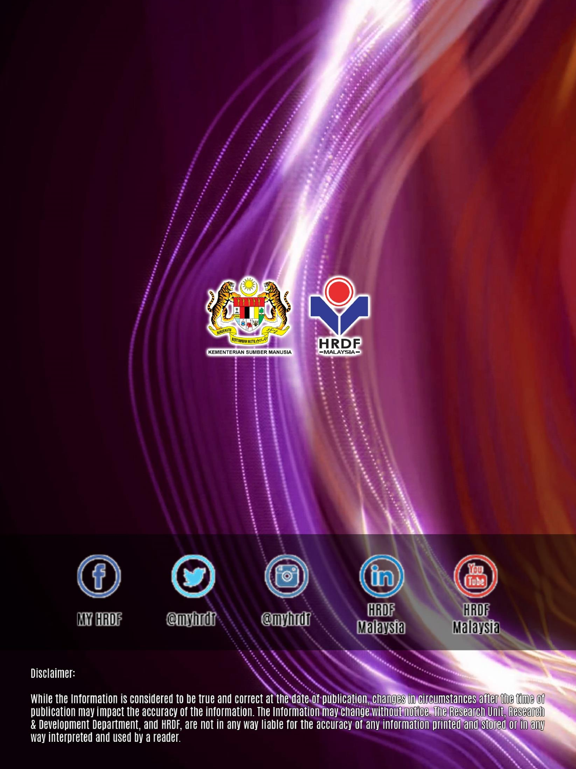KEMENTERIAN SUMBER MANUSIA

HRDF
-MALAYSIA-

MY HRDF

@myhrdf

@myhrdf

HRDF Malaysia

HRDF Malaysia

Disclaimer:

While the Information is considered to be true and correct at the date of publication, changes in circumstances after the time of publication may impact the accuracy of the information. The Information may change without notice. The Research Unit, Research & Development Department, and HRDF, are not in any way liable for the accuracy of any information printed and stored or in any way interpreted and used by a reader.